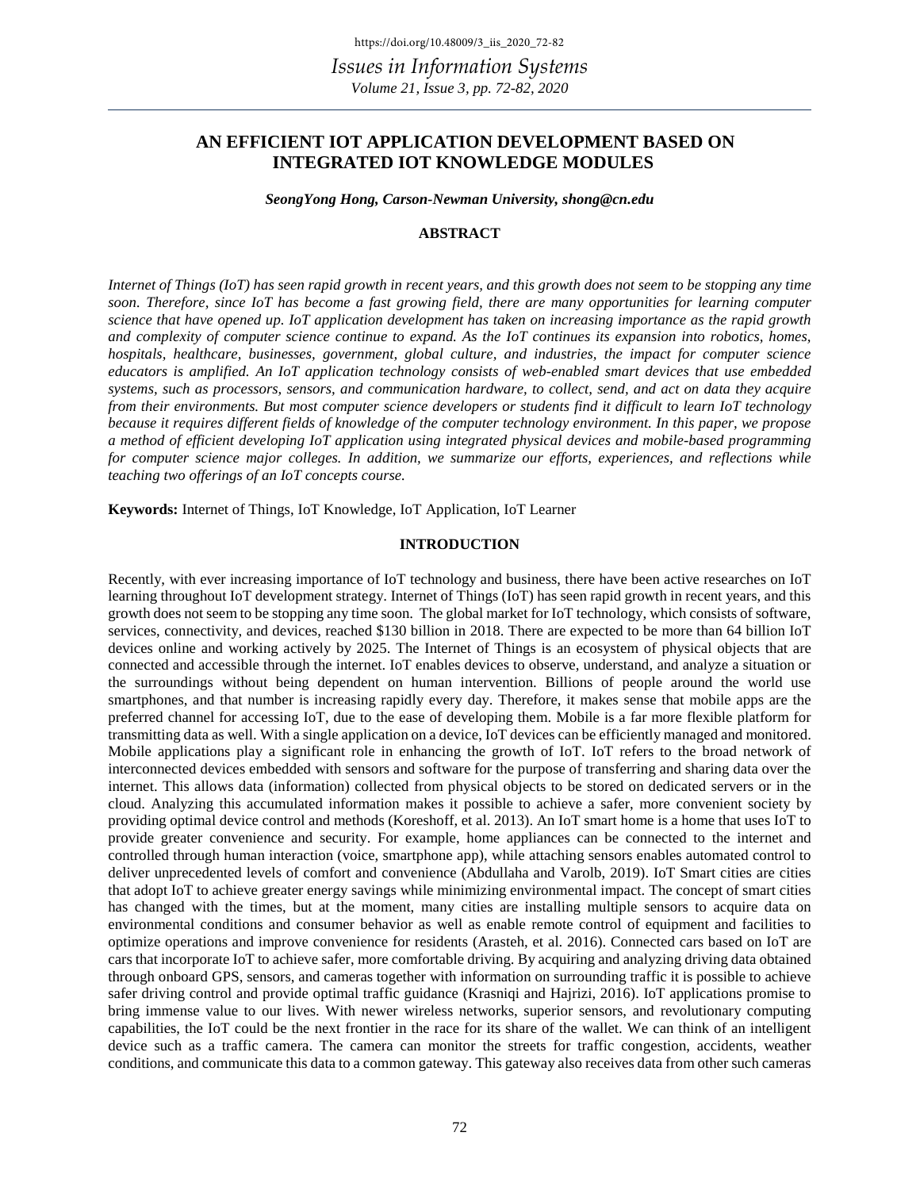# AN EFFICIENT IOT APPLICATION DEVELOPMENT BASED ON INTEGRATED IOT KNOWLEDGE MODULES

***SeongYong Hong, Carson-Newman University, shong@cn.edu***

## ABSTRACT

*Internet of Things (IoT) has seen rapid growth in recent years, and this growth does not seem to be stopping any time soon. Therefore, since IoT has become a fast growing field, there are many opportunities for learning computer science that have opened up. IoT application development has taken on increasing importance as the rapid growth and complexity of computer science continue to expand. As the IoT continues its expansion into robotics, homes, hospitals, healthcare, businesses, government, global culture, and industries, the impact for computer science educators is amplified. An IoT application technology consists of web-enabled smart devices that use embedded systems, such as processors, sensors, and communication hardware, to collect, send, and act on data they acquire from their environments. But most computer science developers or students find it difficult to learn IoT technology because it requires different fields of knowledge of the computer technology environment. In this paper, we propose a method of efficient developing IoT application using integrated physical devices and mobile-based programming for computer science major colleges. In addition, we summarize our efforts, experiences, and reflections while teaching two offerings of an IoT concepts course.*

**Keywords:** Internet of Things, IoT Knowledge, IoT Application, IoT Learner

## INTRODUCTION

Recently, with ever increasing importance of IoT technology and business, there have been active researches on IoT learning throughout IoT development strategy. Internet of Things (IoT) has seen rapid growth in recent years, and this growth does not seem to be stopping any time soon. The global market for IoT technology, which consists of software, services, connectivity, and devices, reached $130 billion in 2018. There are expected to be more than 64 billion IoT devices online and working actively by 2025. The Internet of Things is an ecosystem of physical objects that are connected and accessible through the internet. IoT enables devices to observe, understand, and analyze a situation or the surroundings without being dependent on human intervention. Billions of people around the world use smartphones, and that number is increasing rapidly every day. Therefore, it makes sense that mobile apps are the preferred channel for accessing IoT, due to the ease of developing them. Mobile is a far more flexible platform for transmitting data as well. With a single application on a device, IoT devices can be efficiently managed and monitored. Mobile applications play a significant role in enhancing the growth of IoT. IoT refers to the broad network of interconnected devices embedded with sensors and software for the purpose of transferring and sharing data over the internet. This allows data (information) collected from physical objects to be stored on dedicated servers or in the cloud. Analyzing this accumulated information makes it possible to achieve a safer, more convenient society by providing optimal device control and methods (Koreshoff, et al. 2013). An IoT smart home is a home that uses IoT to provide greater convenience and security. For example, home appliances can be connected to the internet and controlled through human interaction (voice, smartphone app), while attaching sensors enables automated control to deliver unprecedented levels of comfort and convenience (Abdullaha and Varolb, 2019). IoT Smart cities are cities that adopt IoT to achieve greater energy savings while minimizing environmental impact. The concept of smart cities has changed with the times, but at the moment, many cities are installing multiple sensors to acquire data on environmental conditions and consumer behavior as well as enable remote control of equipment and facilities to optimize operations and improve convenience for residents (Arasteh, et al. 2016). Connected cars based on IoT are cars that incorporate IoT to achieve safer, more comfortable driving. By acquiring and analyzing driving data obtained through onboard GPS, sensors, and cameras together with information on surrounding traffic it is possible to achieve safer driving control and provide optimal traffic guidance (Krasniqi and Hajrizi, 2016). IoT applications promise to bring immense value to our lives. With newer wireless networks, superior sensors, and revolutionary computing capabilities, the IoT could be the next frontier in the race for its share of the wallet. We can think of an intelligent device such as a traffic camera. The camera can monitor the streets for traffic congestion, accidents, weather conditions, and communicate this data to a common gateway. This gateway also receives data from other such cameras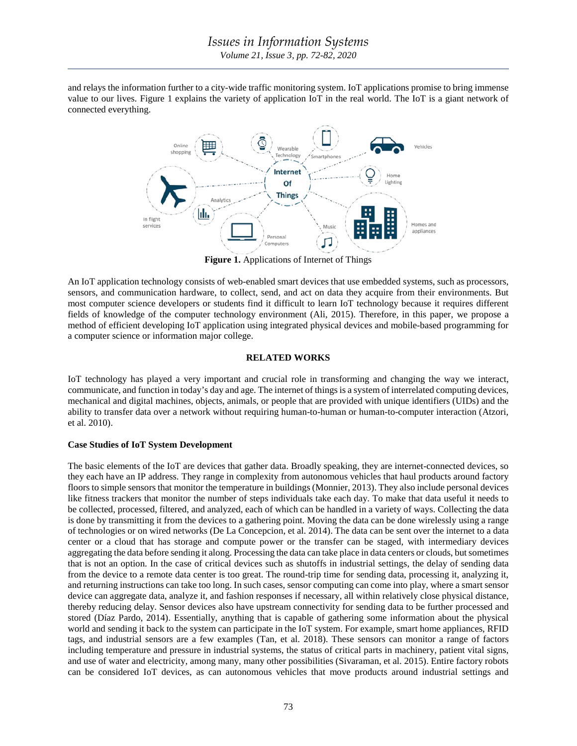and relays the information further to a city-wide traffic monitoring system. IoT applications promise to bring immense value to our lives. Figure 1 explains the variety of application IoT in the real world. The IoT is a giant network of connected everything.

**Figure 1.** Applications of Internet of Things

An IoT application technology consists of web-enabled smart devices that use embedded systems, such as processors, sensors, and communication hardware, to collect, send, and act on data they acquire from their environments. But most computer science developers or students find it difficult to learn IoT technology because it requires different fields of knowledge of the computer technology environment (Ali, 2015). Therefore, in this paper, we propose a method of efficient developing IoT application using integrated physical devices and mobile-based programming for a computer science or information major college.

## RELATED WORKS

IoT technology has played a very important and crucial role in transforming and changing the way we interact, communicate, and function in today's day and age. The internet of things is a system of interrelated computing devices, mechanical and digital machines, objects, animals, or people that are provided with unique identifiers (UIDs) and the ability to transfer data over a network without requiring human-to-human or human-to-computer interaction (Atzori, et al. 2010).

### Case Studies of IoT System Development

The basic elements of the IoT are devices that gather data. Broadly speaking, they are internet-connected devices, so they each have an IP address. They range in complexity from autonomous vehicles that haul products around factory floors to simple sensors that monitor the temperature in buildings (Monnier, 2013). They also include personal devices like fitness trackers that monitor the number of steps individuals take each day. To make that data useful it needs to be collected, processed, filtered, and analyzed, each of which can be handled in a variety of ways. Collecting the data is done by transmitting it from the devices to a gathering point. Moving the data can be done wirelessly using a range of technologies or on wired networks (De La Concepcion, et al. 2014). The data can be sent over the internet to a data center or a cloud that has storage and compute power or the transfer can be staged, with intermediary devices aggregating the data before sending it along. Processing the data can take place in data centers or clouds, but sometimes that is not an option. In the case of critical devices such as shutoffs in industrial settings, the delay of sending data from the device to a remote data center is too great. The round-trip time for sending data, processing it, analyzing it, and returning instructions can take too long. In such cases, sensor computing can come into play, where a smart sensor device can aggregate data, analyze it, and fashion responses if necessary, all within relatively close physical distance, thereby reducing delay. Sensor devices also have upstream connectivity for sending data to be further processed and stored (Díaz Pardo, 2014). Essentially, anything that is capable of gathering some information about the physical world and sending it back to the system can participate in the IoT system. For example, smart home appliances, RFID tags, and industrial sensors are a few examples (Tan, et al. 2018). These sensors can monitor a range of factors including temperature and pressure in industrial systems, the status of critical parts in machinery, patient vital signs, and use of water and electricity, among many, many other possibilities (Sivaraman, et al. 2015). Entire factory robots can be considered IoT devices, as can autonomous vehicles that move products around industrial settings and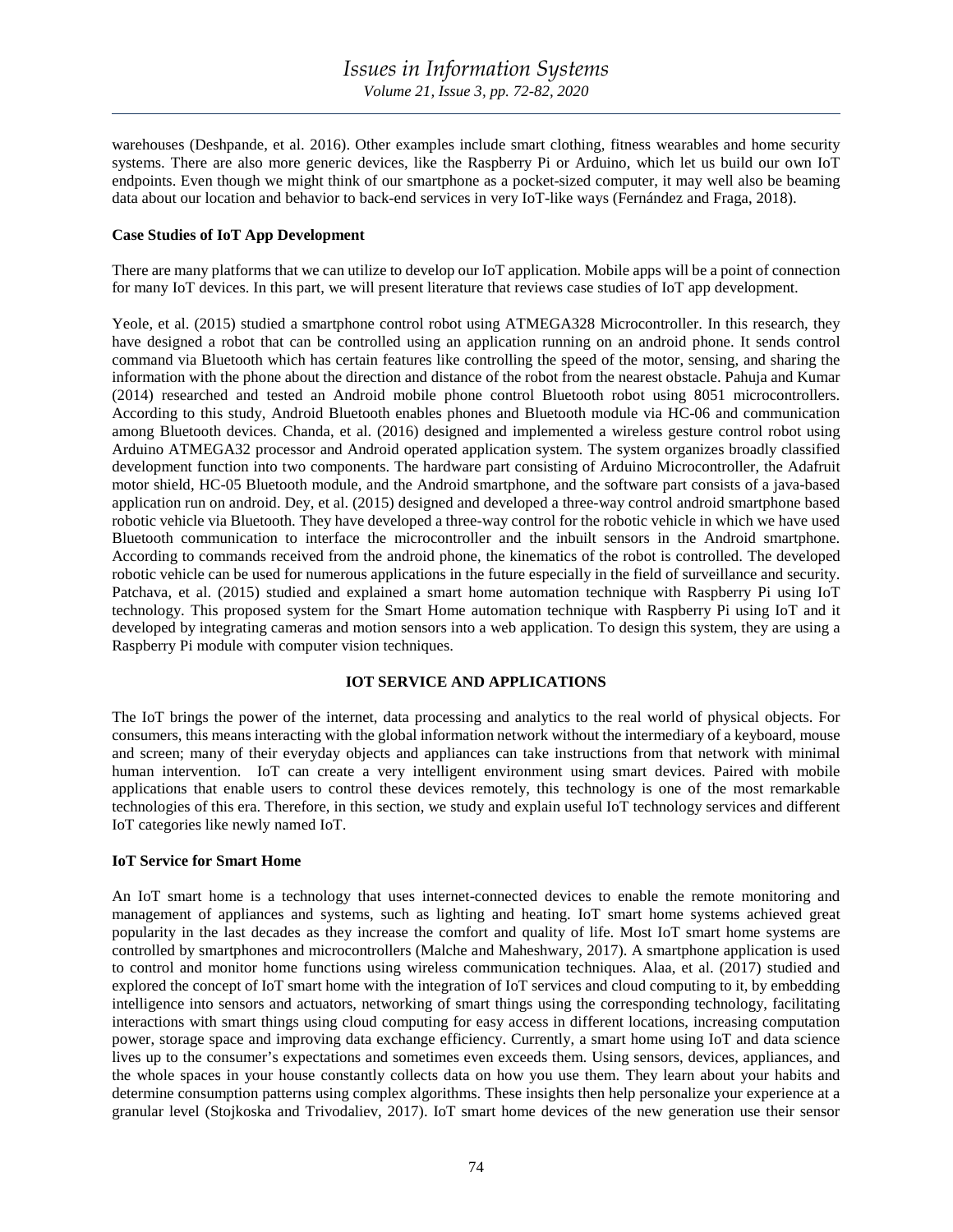warehouses (Deshpande, et al. 2016). Other examples include smart clothing, fitness wearables and home security systems. There are also more generic devices, like the Raspberry Pi or Arduino, which let us build our own IoT endpoints. Even though we might think of our smartphone as a pocket-sized computer, it may well also be beaming data about our location and behavior to back-end services in very IoT-like ways (Fernández and Fraga, 2018).

### Case Studies of IoT App Development

There are many platforms that we can utilize to develop our IoT application. Mobile apps will be a point of connection for many IoT devices. In this part, we will present literature that reviews case studies of IoT app development.

Yeole, et al. (2015) studied a smartphone control robot using ATMEGA328 Microcontroller. In this research, they have designed a robot that can be controlled using an application running on an android phone. It sends control command via Bluetooth which has certain features like controlling the speed of the motor, sensing, and sharing the information with the phone about the direction and distance of the robot from the nearest obstacle. Pahuja and Kumar (2014) researched and tested an Android mobile phone control Bluetooth robot using 8051 microcontrollers. According to this study, Android Bluetooth enables phones and Bluetooth module via HC-06 and communication among Bluetooth devices. Chanda, et al. (2016) designed and implemented a wireless gesture control robot using Arduino ATMEGA32 processor and Android operated application system. The system organizes broadly classified development function into two components. The hardware part consisting of Arduino Microcontroller, the Adafruit motor shield, HC-05 Bluetooth module, and the Android smartphone, and the software part consists of a java-based application run on android. Dey, et al. (2015) designed and developed a three-way control android smartphone based robotic vehicle via Bluetooth. They have developed a three-way control for the robotic vehicle in which we have used Bluetooth communication to interface the microcontroller and the inbuilt sensors in the Android smartphone. According to commands received from the android phone, the kinematics of the robot is controlled. The developed robotic vehicle can be used for numerous applications in the future especially in the field of surveillance and security. Patchava, et al. (2015) studied and explained a smart home automation technique with Raspberry Pi using IoT technology. This proposed system for the Smart Home automation technique with Raspberry Pi using IoT and it developed by integrating cameras and motion sensors into a web application. To design this system, they are using a Raspberry Pi module with computer vision techniques.

## IOT SERVICE AND APPLICATIONS

The IoT brings the power of the internet, data processing and analytics to the real world of physical objects. For consumers, this means interacting with the global information network without the intermediary of a keyboard, mouse and screen; many of their everyday objects and appliances can take instructions from that network with minimal human intervention. IoT can create a very intelligent environment using smart devices. Paired with mobile applications that enable users to control these devices remotely, this technology is one of the most remarkable technologies of this era. Therefore, in this section, we study and explain useful IoT technology services and different IoT categories like newly named IoT.

### IoT Service for Smart Home

An IoT smart home is a technology that uses internet-connected devices to enable the remote monitoring and management of appliances and systems, such as lighting and heating. IoT smart home systems achieved great popularity in the last decades as they increase the comfort and quality of life. Most IoT smart home systems are controlled by smartphones and microcontrollers (Malche and Maheshwary, 2017). A smartphone application is used to control and monitor home functions using wireless communication techniques. Alaa, et al. (2017) studied and explored the concept of IoT smart home with the integration of IoT services and cloud computing to it, by embedding intelligence into sensors and actuators, networking of smart things using the corresponding technology, facilitating interactions with smart things using cloud computing for easy access in different locations, increasing computation power, storage space and improving data exchange efficiency. Currently, a smart home using IoT and data science lives up to the consumer's expectations and sometimes even exceeds them. Using sensors, devices, appliances, and the whole spaces in your house constantly collects data on how you use them. They learn about your habits and determine consumption patterns using complex algorithms. These insights then help personalize your experience at a granular level (Stojkoska and Trivodaliev, 2017). IoT smart home devices of the new generation use their sensor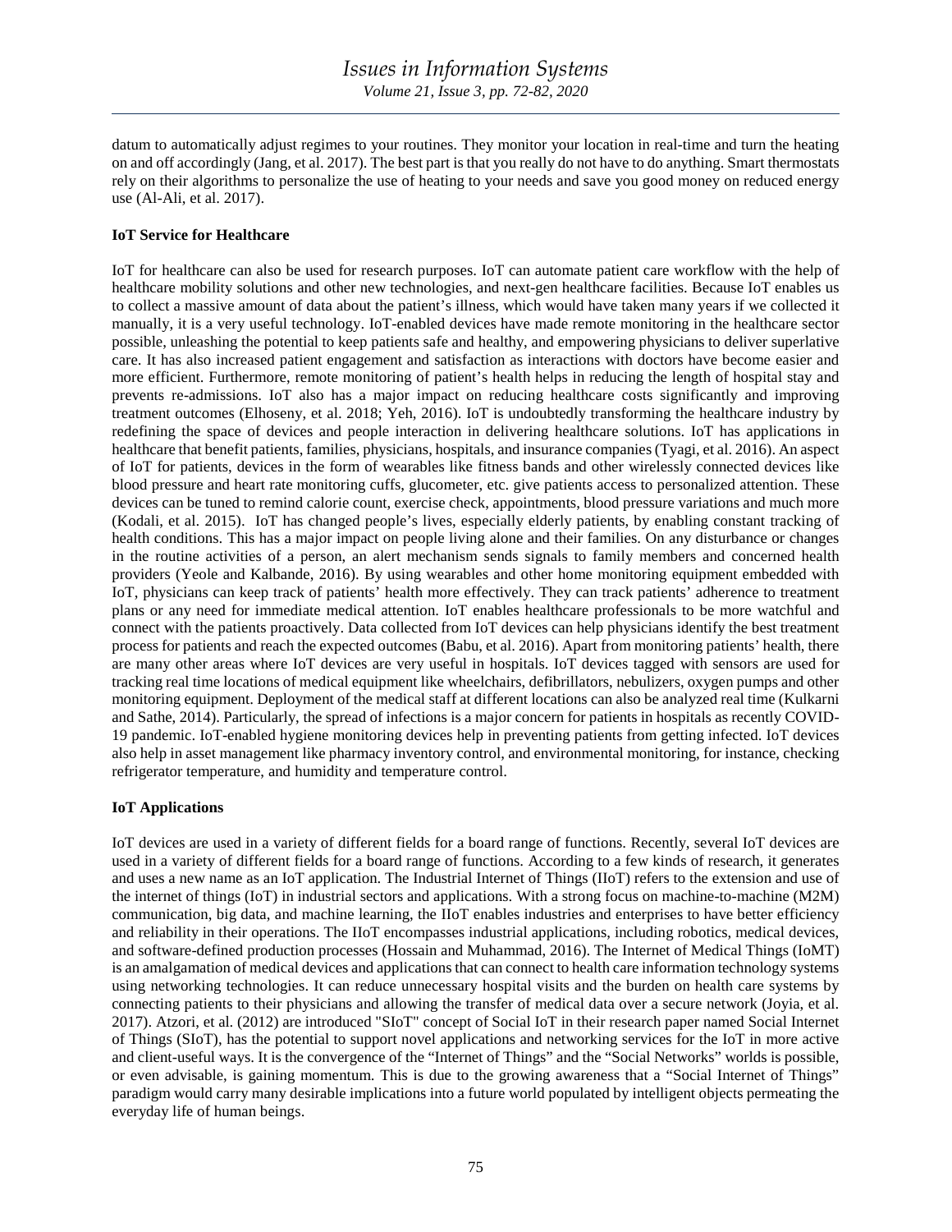datum to automatically adjust regimes to your routines. They monitor your location in real-time and turn the heating on and off accordingly (Jang, et al. 2017). The best part is that you really do not have to do anything. Smart thermostats rely on their algorithms to personalize the use of heating to your needs and save you good money on reduced energy use (Al-Ali, et al. 2017).

**IoT Service for Healthcare**

IoT for healthcare can also be used for research purposes. IoT can automate patient care workflow with the help of healthcare mobility solutions and other new technologies, and next-gen healthcare facilities. Because IoT enables us to collect a massive amount of data about the patient's illness, which would have taken many years if we collected it manually, it is a very useful technology. IoT-enabled devices have made remote monitoring in the healthcare sector possible, unleashing the potential to keep patients safe and healthy, and empowering physicians to deliver superlative care. It has also increased patient engagement and satisfaction as interactions with doctors have become easier and more efficient. Furthermore, remote monitoring of patient's health helps in reducing the length of hospital stay and prevents re-admissions. IoT also has a major impact on reducing healthcare costs significantly and improving treatment outcomes (Elhoseny, et al. 2018; Yeh, 2016). IoT is undoubtedly transforming the healthcare industry by redefining the space of devices and people interaction in delivering healthcare solutions. IoT has applications in healthcare that benefit patients, families, physicians, hospitals, and insurance companies (Tyagi, et al. 2016). An aspect of IoT for patients, devices in the form of wearables like fitness bands and other wirelessly connected devices like blood pressure and heart rate monitoring cuffs, glucometer, etc. give patients access to personalized attention. These devices can be tuned to remind calorie count, exercise check, appointments, blood pressure variations and much more (Kodali, et al. 2015). IoT has changed people's lives, especially elderly patients, by enabling constant tracking of health conditions. This has a major impact on people living alone and their families. On any disturbance or changes in the routine activities of a person, an alert mechanism sends signals to family members and concerned health providers (Yeole and Kalbande, 2016). By using wearables and other home monitoring equipment embedded with IoT, physicians can keep track of patients' health more effectively. They can track patients' adherence to treatment plans or any need for immediate medical attention. IoT enables healthcare professionals to be more watchful and connect with the patients proactively. Data collected from IoT devices can help physicians identify the best treatment process for patients and reach the expected outcomes (Babu, et al. 2016). Apart from monitoring patients' health, there are many other areas where IoT devices are very useful in hospitals. IoT devices tagged with sensors are used for tracking real time locations of medical equipment like wheelchairs, defibrillators, nebulizers, oxygen pumps and other monitoring equipment. Deployment of the medical staff at different locations can also be analyzed real time (Kulkarni and Sathe, 2014). Particularly, the spread of infections is a major concern for patients in hospitals as recently COVID-19 pandemic. IoT-enabled hygiene monitoring devices help in preventing patients from getting infected. IoT devices also help in asset management like pharmacy inventory control, and environmental monitoring, for instance, checking refrigerator temperature, and humidity and temperature control.

**IoT Applications**

IoT devices are used in a variety of different fields for a board range of functions. Recently, several IoT devices are used in a variety of different fields for a board range of functions. According to a few kinds of research, it generates and uses a new name as an IoT application. The Industrial Internet of Things (IIoT) refers to the extension and use of the internet of things (IoT) in industrial sectors and applications. With a strong focus on machine-to-machine (M2M) communication, big data, and machine learning, the IIoT enables industries and enterprises to have better efficiency and reliability in their operations. The IIoT encompasses industrial applications, including robotics, medical devices, and software-defined production processes (Hossain and Muhammad, 2016). The Internet of Medical Things (IoMT) is an amalgamation of medical devices and applications that can connect to health care information technology systems using networking technologies. It can reduce unnecessary hospital visits and the burden on health care systems by connecting patients to their physicians and allowing the transfer of medical data over a secure network (Joyia, et al. 2017). Atzori, et al. (2012) are introduced "SIoT" concept of Social IoT in their research paper named Social Internet of Things (SIoT), has the potential to support novel applications and networking services for the IoT in more active and client-useful ways. It is the convergence of the "Internet of Things" and the "Social Networks" worlds is possible, or even advisable, is gaining momentum. This is due to the growing awareness that a "Social Internet of Things" paradigm would carry many desirable implications into a future world populated by intelligent objects permeating the everyday life of human beings.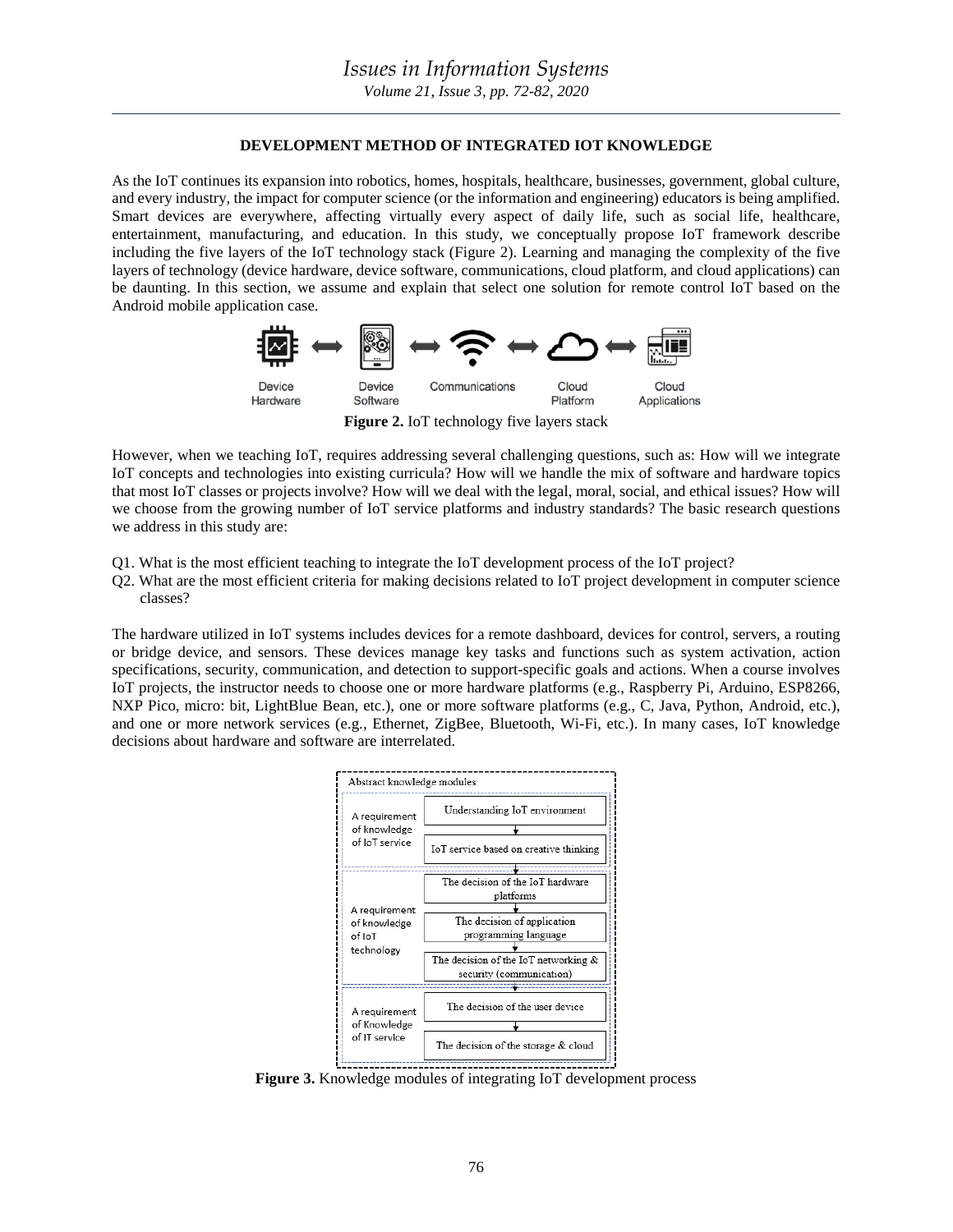## DEVELOPMENT METHOD OF INTEGRATED IOT KNOWLEDGE

As the IoT continues its expansion into robotics, homes, hospitals, healthcare, businesses, government, global culture, and every industry, the impact for computer science (or the information and engineering) educators is being amplified. Smart devices are everywhere, affecting virtually every aspect of daily life, such as social life, healthcare, entertainment, manufacturing, and education. In this study, we conceptually propose IoT framework describe including the five layers of the IoT technology stack (Figure 2). Learning and managing the complexity of the five layers of technology (device hardware, device software, communications, cloud platform, and cloud applications) can be daunting. In this section, we assume and explain that select one solution for remote control IoT based on the Android mobile application case.

Device Hardware ⟷ Device Software ⟷ Communications ⟷ Cloud Platform ⟷ Cloud Applications

**Figure 2.** IoT technology five layers stack

However, when we teaching IoT, requires addressing several challenging questions, such as: How will we integrate IoT concepts and technologies into existing curricula? How will we handle the mix of software and hardware topics that most IoT classes or projects involve? How will we deal with the legal, moral, social, and ethical issues? How will we choose from the growing number of IoT service platforms and industry standards? The basic research questions we address in this study are:

Q1. What is the most efficient teaching to integrate the IoT development process of the IoT project?

Q2. What are the most efficient criteria for making decisions related to IoT project development in computer science classes?

The hardware utilized in IoT systems includes devices for a remote dashboard, devices for control, servers, a routing or bridge device, and sensors. These devices manage key tasks and functions such as system activation, action specifications, security, communication, and detection to support-specific goals and actions. When a course involves IoT projects, the instructor needs to choose one or more hardware platforms (e.g., Raspberry Pi, Arduino, ESP8266, NXP Pico, micro: bit, LightBlue Bean, etc.), one or more software platforms (e.g., C, Java, Python, Android, etc.), and one or more network services (e.g., Ethernet, ZigBee, Bluetooth, Wi-Fi, etc.). In many cases, IoT knowledge decisions about hardware and software are interrelated.

Abstract knowledge modules

| Requirement | Module |
|---|---|
| A requirement of knowledge of IoT service | Understanding IoT environment |
| | IoT service based on creative thinking |
| A requirement of knowledge of IoT technology | The decision of the IoT hardware platforms |
| | The decision of application programming language |
| | The decision of the IoT networking & security (communication) |
| A requirement of Knowledge of IT service | The decision of the user device |
| | The decision of the storage & cloud |

**Figure 3.** Knowledge modules of integrating IoT development process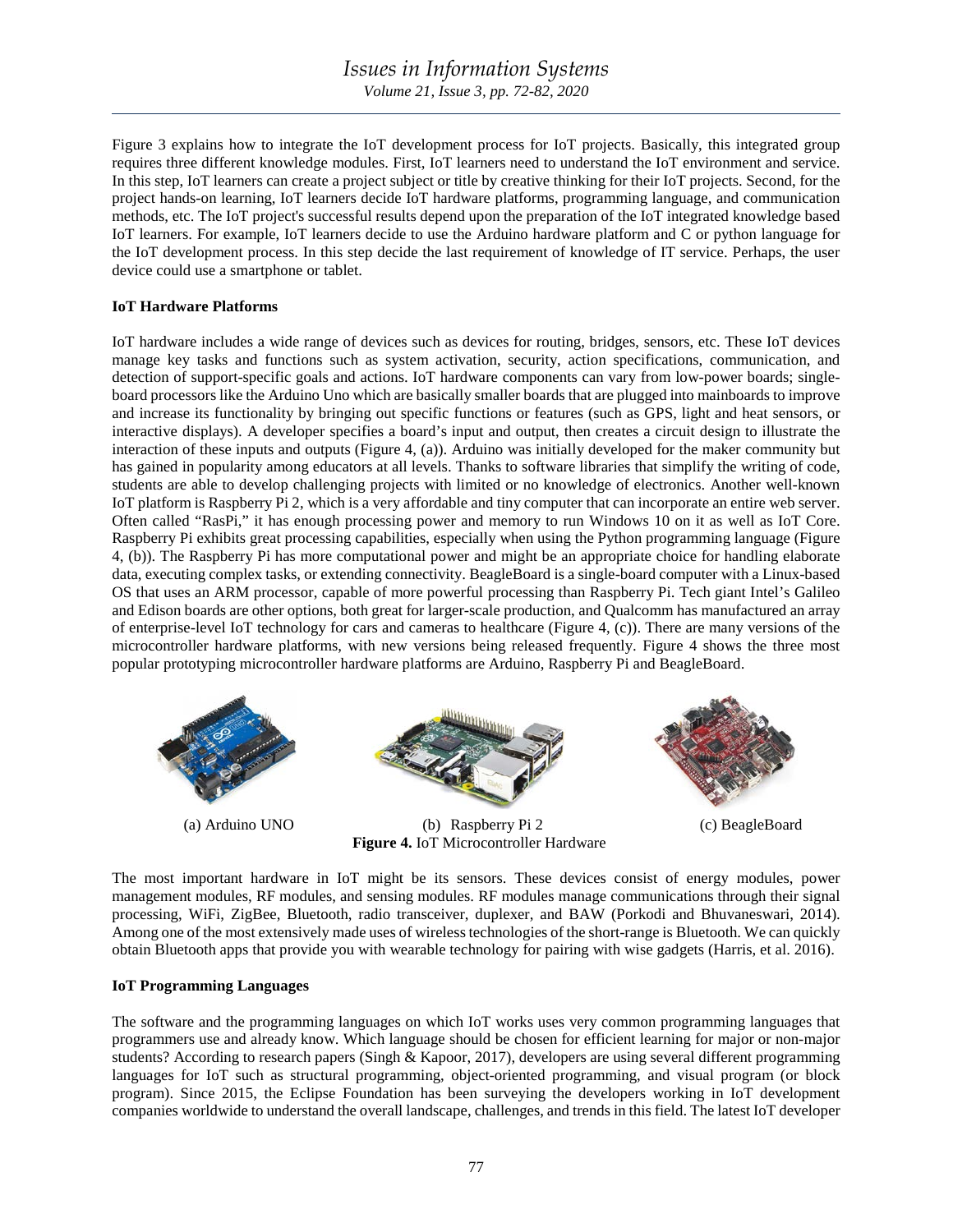Figure 3 explains how to integrate the IoT development process for IoT projects. Basically, this integrated group requires three different knowledge modules. First, IoT learners need to understand the IoT environment and service. In this step, IoT learners can create a project subject or title by creative thinking for their IoT projects. Second, for the project hands-on learning, IoT learners decide IoT hardware platforms, programming language, and communication methods, etc. The IoT project's successful results depend upon the preparation of the IoT integrated knowledge based IoT learners. For example, IoT learners decide to use the Arduino hardware platform and C or python language for the IoT development process. In this step decide the last requirement of knowledge of IT service. Perhaps, the user device could use a smartphone or tablet.

**IoT Hardware Platforms**

IoT hardware includes a wide range of devices such as devices for routing, bridges, sensors, etc. These IoT devices manage key tasks and functions such as system activation, security, action specifications, communication, and detection of support-specific goals and actions. IoT hardware components can vary from low-power boards; single-board processors like the Arduino Uno which are basically smaller boards that are plugged into mainboards to improve and increase its functionality by bringing out specific functions or features (such as GPS, light and heat sensors, or interactive displays). A developer specifies a board's input and output, then creates a circuit design to illustrate the interaction of these inputs and outputs (Figure 4, (a)). Arduino was initially developed for the maker community but has gained in popularity among educators at all levels. Thanks to software libraries that simplify the writing of code, students are able to develop challenging projects with limited or no knowledge of electronics. Another well-known IoT platform is Raspberry Pi 2, which is a very affordable and tiny computer that can incorporate an entire web server. Often called "RasPi," it has enough processing power and memory to run Windows 10 on it as well as IoT Core. Raspberry Pi exhibits great processing capabilities, especially when using the Python programming language (Figure 4, (b)). The Raspberry Pi has more computational power and might be an appropriate choice for handling elaborate data, executing complex tasks, or extending connectivity. BeagleBoard is a single-board computer with a Linux-based OS that uses an ARM processor, capable of more powerful processing than Raspberry Pi. Tech giant Intel's Galileo and Edison boards are other options, both great for larger-scale production, and Qualcomm has manufactured an array of enterprise-level IoT technology for cars and cameras to healthcare (Figure 4, (c)). There are many versions of the microcontroller hardware platforms, with new versions being released frequently. Figure 4 shows the three most popular prototyping microcontroller hardware platforms are Arduino, Raspberry Pi and BeagleBoard.

(a) Arduino UNO (b) Raspberry Pi 2 (c) BeagleBoard

**Figure 4.** IoT Microcontroller Hardware

The most important hardware in IoT might be its sensors. These devices consist of energy modules, power management modules, RF modules, and sensing modules. RF modules manage communications through their signal processing, WiFi, ZigBee, Bluetooth, radio transceiver, duplexer, and BAW (Porkodi and Bhuvaneswari, 2014). Among one of the most extensively made uses of wireless technologies of the short-range is Bluetooth. We can quickly obtain Bluetooth apps that provide you with wearable technology for pairing with wise gadgets (Harris, et al. 2016).

**IoT Programming Languages**

The software and the programming languages on which IoT works uses very common programming languages that programmers use and already know. Which language should be chosen for efficient learning for major or non-major students? According to research papers (Singh & Kapoor, 2017), developers are using several different programming languages for IoT such as structural programming, object-oriented programming, and visual program (or block program). Since 2015, the Eclipse Foundation has been surveying the developers working in IoT development companies worldwide to understand the overall landscape, challenges, and trends in this field. The latest IoT developer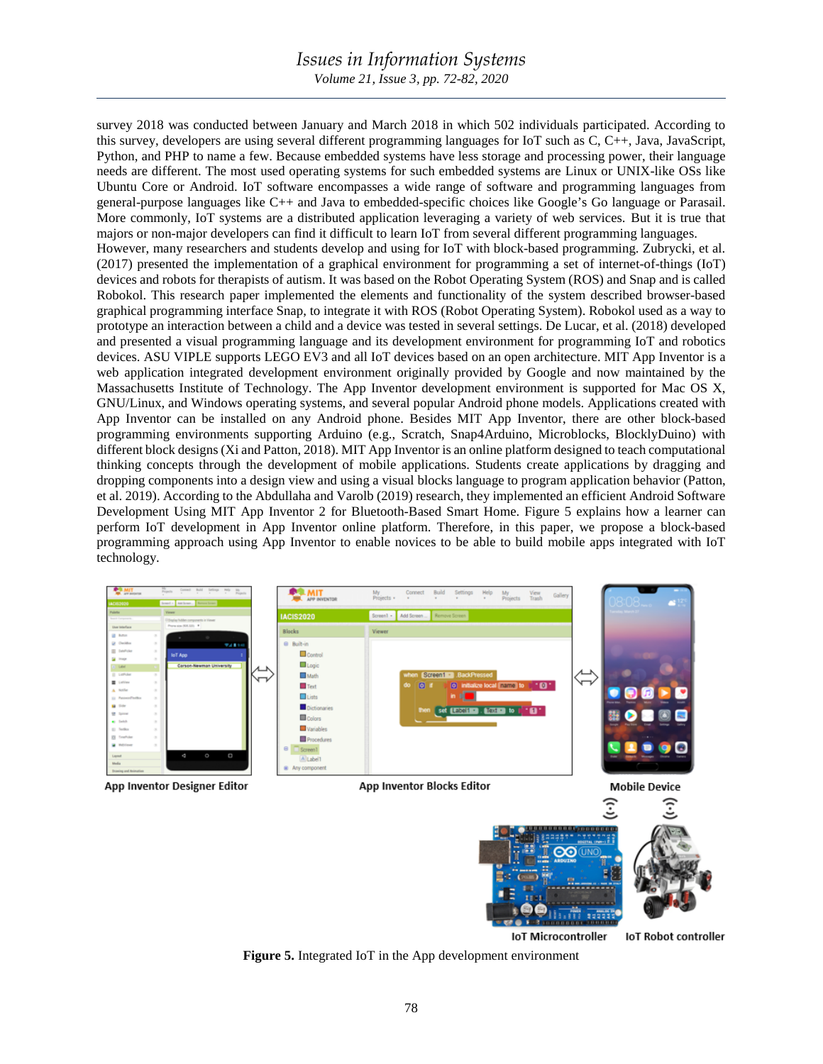survey 2018 was conducted between January and March 2018 in which 502 individuals participated. According to this survey, developers are using several different programming languages for IoT such as C, C++, Java, JavaScript, Python, and PHP to name a few. Because embedded systems have less storage and processing power, their language needs are different. The most used operating systems for such embedded systems are Linux or UNIX-like OSs like Ubuntu Core or Android. IoT software encompasses a wide range of software and programming languages from general-purpose languages like C++ and Java to embedded-specific choices like Google's Go language or Parasail. More commonly, IoT systems are a distributed application leveraging a variety of web services. But it is true that majors or non-major developers can find it difficult to learn IoT from several different programming languages.

However, many researchers and students develop and using for IoT with block-based programming. Zubrycki, et al. (2017) presented the implementation of a graphical environment for programming a set of internet-of-things (IoT) devices and robots for therapists of autism. It was based on the Robot Operating System (ROS) and Snap and is called Robokol. This research paper implemented the elements and functionality of the system described browser-based graphical programming interface Snap, to integrate it with ROS (Robot Operating System). Robokol used as a way to prototype an interaction between a child and a device was tested in several settings. De Lucar, et al. (2018) developed and presented a visual programming language and its development environment for programming IoT and robotics devices. ASU VIPLE supports LEGO EV3 and all IoT devices based on an open architecture. MIT App Inventor is a web application integrated development environment originally provided by Google and now maintained by the Massachusetts Institute of Technology. The App Inventor development environment is supported for Mac OS X, GNU/Linux, and Windows operating systems, and several popular Android phone models. Applications created with App Inventor can be installed on any Android phone. Besides MIT App Inventor, there are other block-based programming environments supporting Arduino (e.g., Scratch, Snap4Arduino, Microblocks, BlocklyDuino) with different block designs (Xi and Patton, 2018). MIT App Inventor is an online platform designed to teach computational thinking concepts through the development of mobile applications. Students create applications by dragging and dropping components into a design view and using a visual blocks language to program application behavior (Patton, et al. 2019). According to the Abdullaha and Varolb (2019) research, they implemented an efficient Android Software Development Using MIT App Inventor 2 for Bluetooth-Based Smart Home. Figure 5 explains how a learner can perform IoT development in App Inventor online platform. Therefore, in this paper, we propose a block-based programming approach using App Inventor to enable novices to be able to build mobile apps integrated with IoT technology.

**Figure 5.** Integrated IoT in the App development environment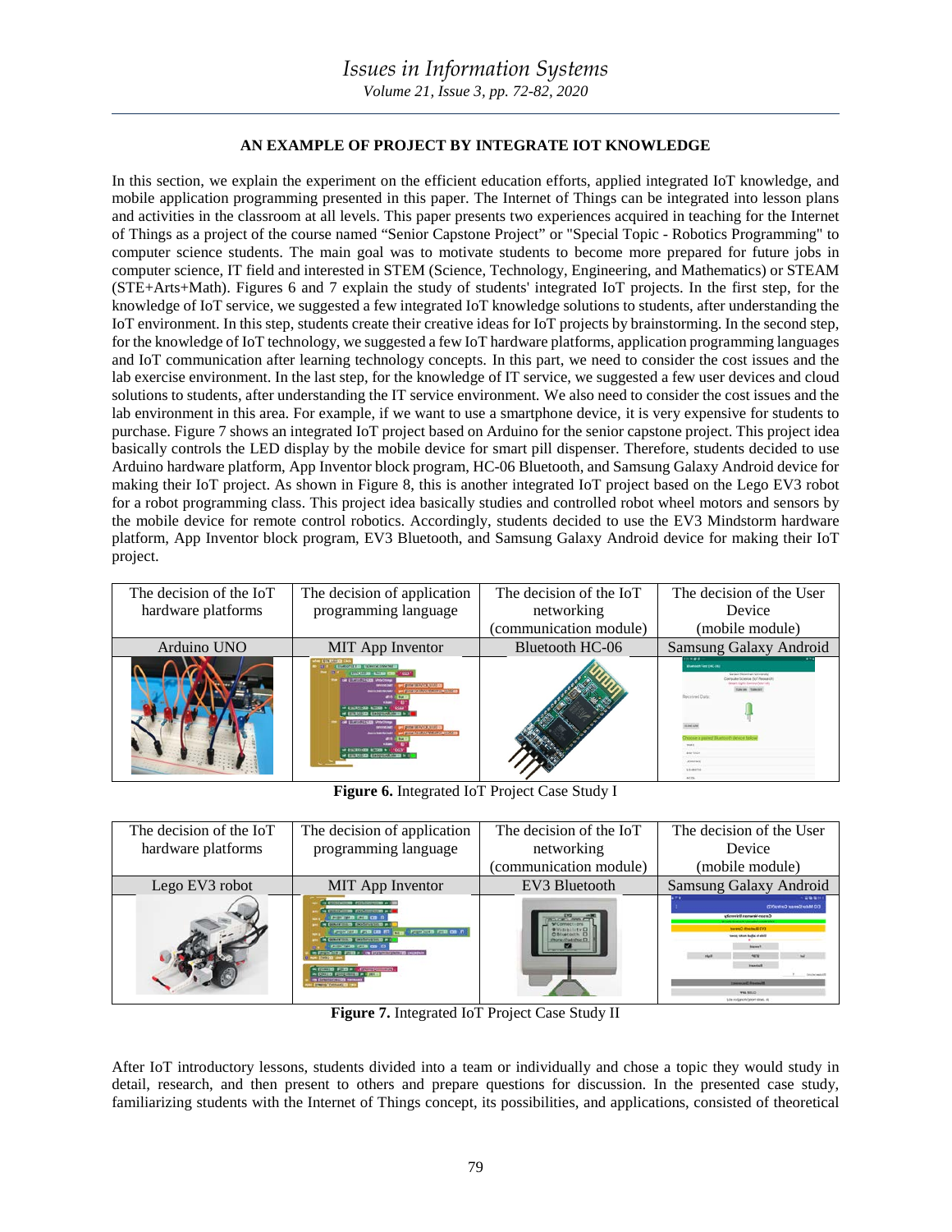## AN EXAMPLE OF PROJECT BY INTEGRATE IOT KNOWLEDGE

In this section, we explain the experiment on the efficient education efforts, applied integrated IoT knowledge, and mobile application programming presented in this paper. The Internet of Things can be integrated into lesson plans and activities in the classroom at all levels. This paper presents two experiences acquired in teaching for the Internet of Things as a project of the course named "Senior Capstone Project" or "Special Topic - Robotics Programming" to computer science students. The main goal was to motivate students to become more prepared for future jobs in computer science, IT field and interested in STEM (Science, Technology, Engineering, and Mathematics) or STEAM (STE+Arts+Math). Figures 6 and 7 explain the study of students' integrated IoT projects. In the first step, for the knowledge of IoT service, we suggested a few integrated IoT knowledge solutions to students, after understanding the IoT environment. In this step, students create their creative ideas for IoT projects by brainstorming. In the second step, for the knowledge of IoT technology, we suggested a few IoT hardware platforms, application programming languages and IoT communication after learning technology concepts. In this part, we need to consider the cost issues and the lab exercise environment. In the last step, for the knowledge of IT service, we suggested a few user devices and cloud solutions to students, after understanding the IT service environment. We also need to consider the cost issues and the lab environment in this area. For example, if we want to use a smartphone device, it is very expensive for students to purchase. Figure 7 shows an integrated IoT project based on Arduino for the senior capstone project. This project idea basically controls the LED display by the mobile device for smart pill dispenser. Therefore, students decided to use Arduino hardware platform, App Inventor block program, HC-06 Bluetooth, and Samsung Galaxy Android device for making their IoT project. As shown in Figure 8, this is another integrated IoT project based on the Lego EV3 robot for a robot programming class. This project idea basically studies and controlled robot wheel motors and sensors by the mobile device for remote control robotics. Accordingly, students decided to use the EV3 Mindstorm hardware platform, App Inventor block program, EV3 Bluetooth, and Samsung Galaxy Android device for making their IoT project.

| The decision of the IoT hardware platforms | The decision of application programming language | The decision of the IoT networking (communication module) | The decision of the User Device (mobile module) |
|---|---|---|---|
| Arduino UNO | MIT App Inventor | Bluetooth HC-06 | Samsung Galaxy Android |

**Figure 6.** Integrated IoT Project Case Study I

| The decision of the IoT hardware platforms | The decision of application programming language | The decision of the IoT networking (communication module) | The decision of the User Device (mobile module) |
|---|---|---|---|
| Lego EV3 robot | MIT App Inventor | EV3 Bluetooth | Samsung Galaxy Android |

**Figure 7.** Integrated IoT Project Case Study II

After IoT introductory lessons, students divided into a team or individually and chose a topic they would study in detail, research, and then present to others and prepare questions for discussion. In the presented case study, familiarizing students with the Internet of Things concept, its possibilities, and applications, consisted of theoretical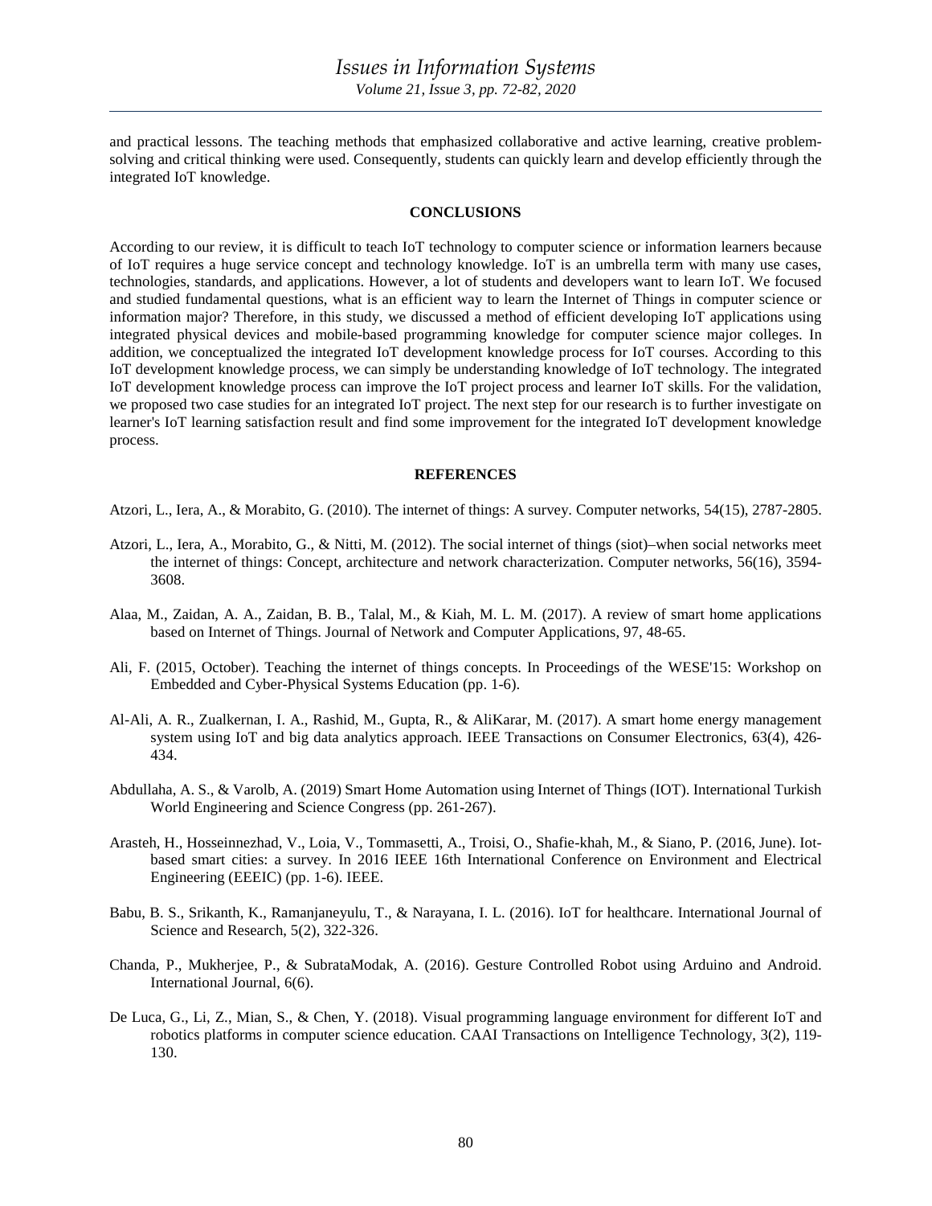and practical lessons. The teaching methods that emphasized collaborative and active learning, creative problem-solving and critical thinking were used. Consequently, students can quickly learn and develop efficiently through the integrated IoT knowledge.

## CONCLUSIONS

According to our review, it is difficult to teach IoT technology to computer science or information learners because of IoT requires a huge service concept and technology knowledge. IoT is an umbrella term with many use cases, technologies, standards, and applications. However, a lot of students and developers want to learn IoT. We focused and studied fundamental questions, what is an efficient way to learn the Internet of Things in computer science or information major? Therefore, in this study, we discussed a method of efficient developing IoT applications using integrated physical devices and mobile-based programming knowledge for computer science major colleges. In addition, we conceptualized the integrated IoT development knowledge process for IoT courses. According to this IoT development knowledge process, we can simply be understanding knowledge of IoT technology. The integrated IoT development knowledge process can improve the IoT project process and learner IoT skills. For the validation, we proposed two case studies for an integrated IoT project. The next step for our research is to further investigate on learner's IoT learning satisfaction result and find some improvement for the integrated IoT development knowledge process.

## REFERENCES

Atzori, L., Iera, A., & Morabito, G. (2010). The internet of things: A survey. Computer networks, 54(15), 2787-2805.

Atzori, L., Iera, A., Morabito, G., & Nitti, M. (2012). The social internet of things (siot)–when social networks meet the internet of things: Concept, architecture and network characterization. Computer networks, 56(16), 3594-3608.

Alaa, M., Zaidan, A. A., Zaidan, B. B., Talal, M., & Kiah, M. L. M. (2017). A review of smart home applications based on Internet of Things. Journal of Network and Computer Applications, 97, 48-65.

Ali, F. (2015, October). Teaching the internet of things concepts. In Proceedings of the WESE'15: Workshop on Embedded and Cyber-Physical Systems Education (pp. 1-6).

Al-Ali, A. R., Zualkernan, I. A., Rashid, M., Gupta, R., & AliKarar, M. (2017). A smart home energy management system using IoT and big data analytics approach. IEEE Transactions on Consumer Electronics, 63(4), 426-434.

Abdullaha, A. S., & Varolb, A. (2019) Smart Home Automation using Internet of Things (IOT). International Turkish World Engineering and Science Congress (pp. 261-267).

Arasteh, H., Hosseinnezhad, V., Loia, V., Tommasetti, A., Troisi, O., Shafie-khah, M., & Siano, P. (2016, June). Iot-based smart cities: a survey. In 2016 IEEE 16th International Conference on Environment and Electrical Engineering (EEEIC) (pp. 1-6). IEEE.

Babu, B. S., Srikanth, K., Ramanjaneyulu, T., & Narayana, I. L. (2016). IoT for healthcare. International Journal of Science and Research, 5(2), 322-326.

Chanda, P., Mukherjee, P., & SubrataModak, A. (2016). Gesture Controlled Robot using Arduino and Android. International Journal, 6(6).

De Luca, G., Li, Z., Mian, S., & Chen, Y. (2018). Visual programming language environment for different IoT and robotics platforms in computer science education. CAAI Transactions on Intelligence Technology, 3(2), 119-130.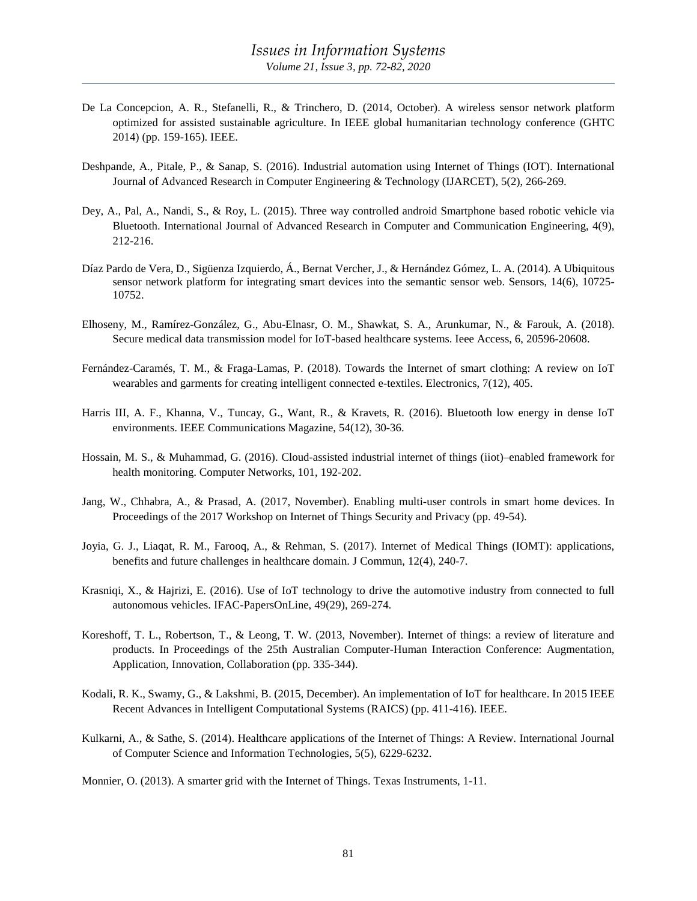De La Concepcion, A. R., Stefanelli, R., & Trinchero, D. (2014, October). A wireless sensor network platform optimized for assisted sustainable agriculture. In IEEE global humanitarian technology conference (GHTC 2014) (pp. 159-165). IEEE.

Deshpande, A., Pitale, P., & Sanap, S. (2016). Industrial automation using Internet of Things (IOT). International Journal of Advanced Research in Computer Engineering & Technology (IJARCET), 5(2), 266-269.

Dey, A., Pal, A., Nandi, S., & Roy, L. (2015). Three way controlled android Smartphone based robotic vehicle via Bluetooth. International Journal of Advanced Research in Computer and Communication Engineering, 4(9), 212-216.

Díaz Pardo de Vera, D., Sigüenza Izquierdo, Á., Bernat Vercher, J., & Hernández Gómez, L. A. (2014). A Ubiquitous sensor network platform for integrating smart devices into the semantic sensor web. Sensors, 14(6), 10725-10752.

Elhoseny, M., Ramírez-González, G., Abu-Elnasr, O. M., Shawkat, S. A., Arunkumar, N., & Farouk, A. (2018). Secure medical data transmission model for IoT-based healthcare systems. Ieee Access, 6, 20596-20608.

Fernández-Caramés, T. M., & Fraga-Lamas, P. (2018). Towards the Internet of smart clothing: A review on IoT wearables and garments for creating intelligent connected e-textiles. Electronics, 7(12), 405.

Harris III, A. F., Khanna, V., Tuncay, G., Want, R., & Kravets, R. (2016). Bluetooth low energy in dense IoT environments. IEEE Communications Magazine, 54(12), 30-36.

Hossain, M. S., & Muhammad, G. (2016). Cloud-assisted industrial internet of things (iiot)–enabled framework for health monitoring. Computer Networks, 101, 192-202.

Jang, W., Chhabra, A., & Prasad, A. (2017, November). Enabling multi-user controls in smart home devices. In Proceedings of the 2017 Workshop on Internet of Things Security and Privacy (pp. 49-54).

Joyia, G. J., Liaqat, R. M., Farooq, A., & Rehman, S. (2017). Internet of Medical Things (IOMT): applications, benefits and future challenges in healthcare domain. J Commun, 12(4), 240-7.

Krasniqi, X., & Hajrizi, E. (2016). Use of IoT technology to drive the automotive industry from connected to full autonomous vehicles. IFAC-PapersOnLine, 49(29), 269-274.

Koreshoff, T. L., Robertson, T., & Leong, T. W. (2013, November). Internet of things: a review of literature and products. In Proceedings of the 25th Australian Computer-Human Interaction Conference: Augmentation, Application, Innovation, Collaboration (pp. 335-344).

Kodali, R. K., Swamy, G., & Lakshmi, B. (2015, December). An implementation of IoT for healthcare. In 2015 IEEE Recent Advances in Intelligent Computational Systems (RAICS) (pp. 411-416). IEEE.

Kulkarni, A., & Sathe, S. (2014). Healthcare applications of the Internet of Things: A Review. International Journal of Computer Science and Information Technologies, 5(5), 6229-6232.

Monnier, O. (2013). A smarter grid with the Internet of Things. Texas Instruments, 1-11.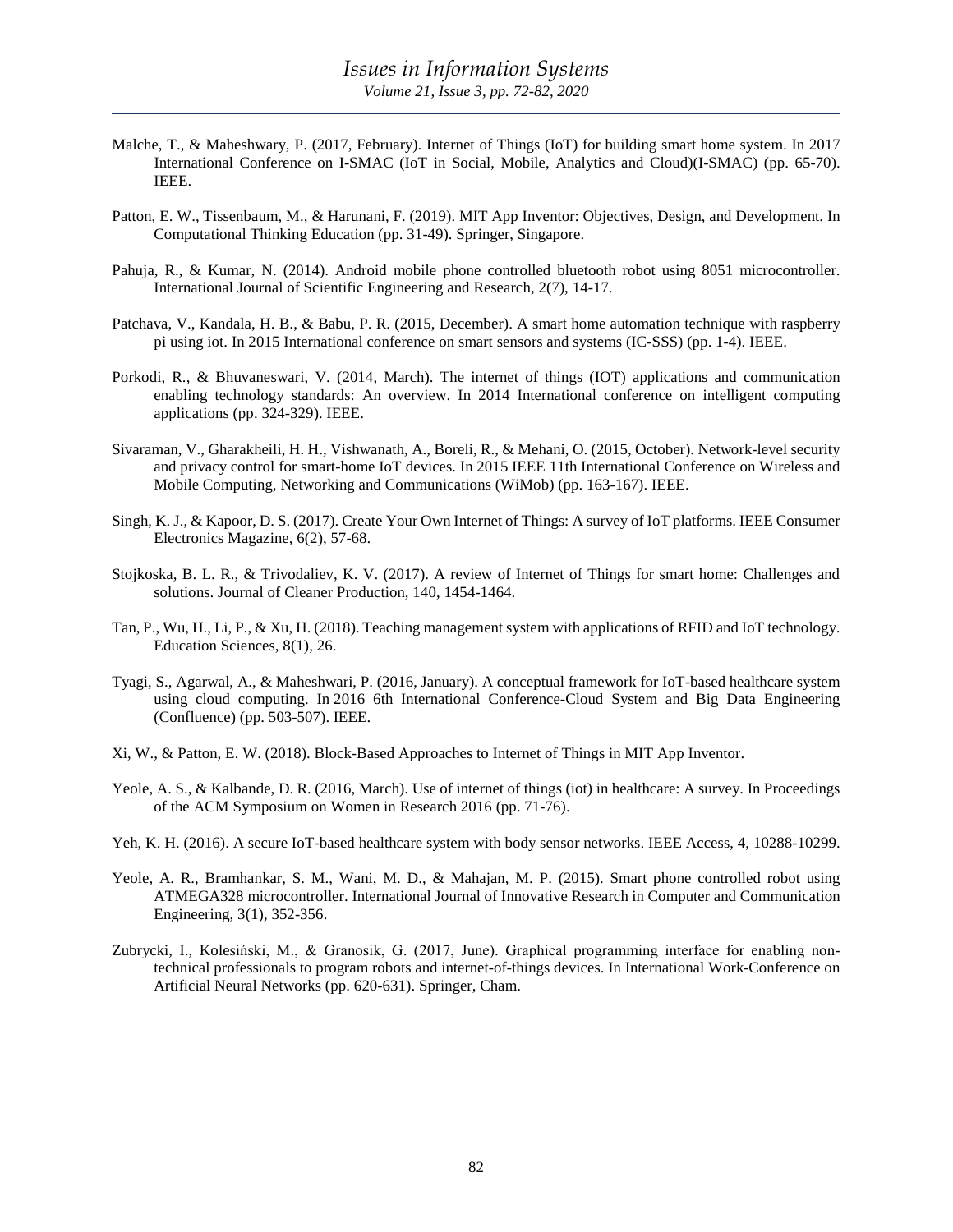Malche, T., & Maheshwary, P. (2017, February). Internet of Things (IoT) for building smart home system. In 2017 International Conference on I-SMAC (IoT in Social, Mobile, Analytics and Cloud)(I-SMAC) (pp. 65-70). IEEE.

Patton, E. W., Tissenbaum, M., & Harunani, F. (2019). MIT App Inventor: Objectives, Design, and Development. In Computational Thinking Education (pp. 31-49). Springer, Singapore.

Pahuja, R., & Kumar, N. (2014). Android mobile phone controlled bluetooth robot using 8051 microcontroller. International Journal of Scientific Engineering and Research, 2(7), 14-17.

Patchava, V., Kandala, H. B., & Babu, P. R. (2015, December). A smart home automation technique with raspberry pi using iot. In 2015 International conference on smart sensors and systems (IC-SSS) (pp. 1-4). IEEE.

Porkodi, R., & Bhuvaneswari, V. (2014, March). The internet of things (IOT) applications and communication enabling technology standards: An overview. In 2014 International conference on intelligent computing applications (pp. 324-329). IEEE.

Sivaraman, V., Gharakheili, H. H., Vishwanath, A., Boreli, R., & Mehani, O. (2015, October). Network-level security and privacy control for smart-home IoT devices. In 2015 IEEE 11th International Conference on Wireless and Mobile Computing, Networking and Communications (WiMob) (pp. 163-167). IEEE.

Singh, K. J., & Kapoor, D. S. (2017). Create Your Own Internet of Things: A survey of IoT platforms. IEEE Consumer Electronics Magazine, 6(2), 57-68.

Stojkoska, B. L. R., & Trivodaliev, K. V. (2017). A review of Internet of Things for smart home: Challenges and solutions. Journal of Cleaner Production, 140, 1454-1464.

Tan, P., Wu, H., Li, P., & Xu, H. (2018). Teaching management system with applications of RFID and IoT technology. Education Sciences, 8(1), 26.

Tyagi, S., Agarwal, A., & Maheshwari, P. (2016, January). A conceptual framework for IoT-based healthcare system using cloud computing. In 2016 6th International Conference-Cloud System and Big Data Engineering (Confluence) (pp. 503-507). IEEE.

Xi, W., & Patton, E. W. (2018). Block-Based Approaches to Internet of Things in MIT App Inventor.

Yeole, A. S., & Kalbande, D. R. (2016, March). Use of internet of things (iot) in healthcare: A survey. In Proceedings of the ACM Symposium on Women in Research 2016 (pp. 71-76).

Yeh, K. H. (2016). A secure IoT-based healthcare system with body sensor networks. IEEE Access, 4, 10288-10299.

Yeole, A. R., Bramhankar, S. M., Wani, M. D., & Mahajan, M. P. (2015). Smart phone controlled robot using ATMEGA328 microcontroller. International Journal of Innovative Research in Computer and Communication Engineering, 3(1), 352-356.

Zubrycki, I., Kolesiński, M., & Granosik, G. (2017, June). Graphical programming interface for enabling non-technical professionals to program robots and internet-of-things devices. In International Work-Conference on Artificial Neural Networks (pp. 620-631). Springer, Cham.